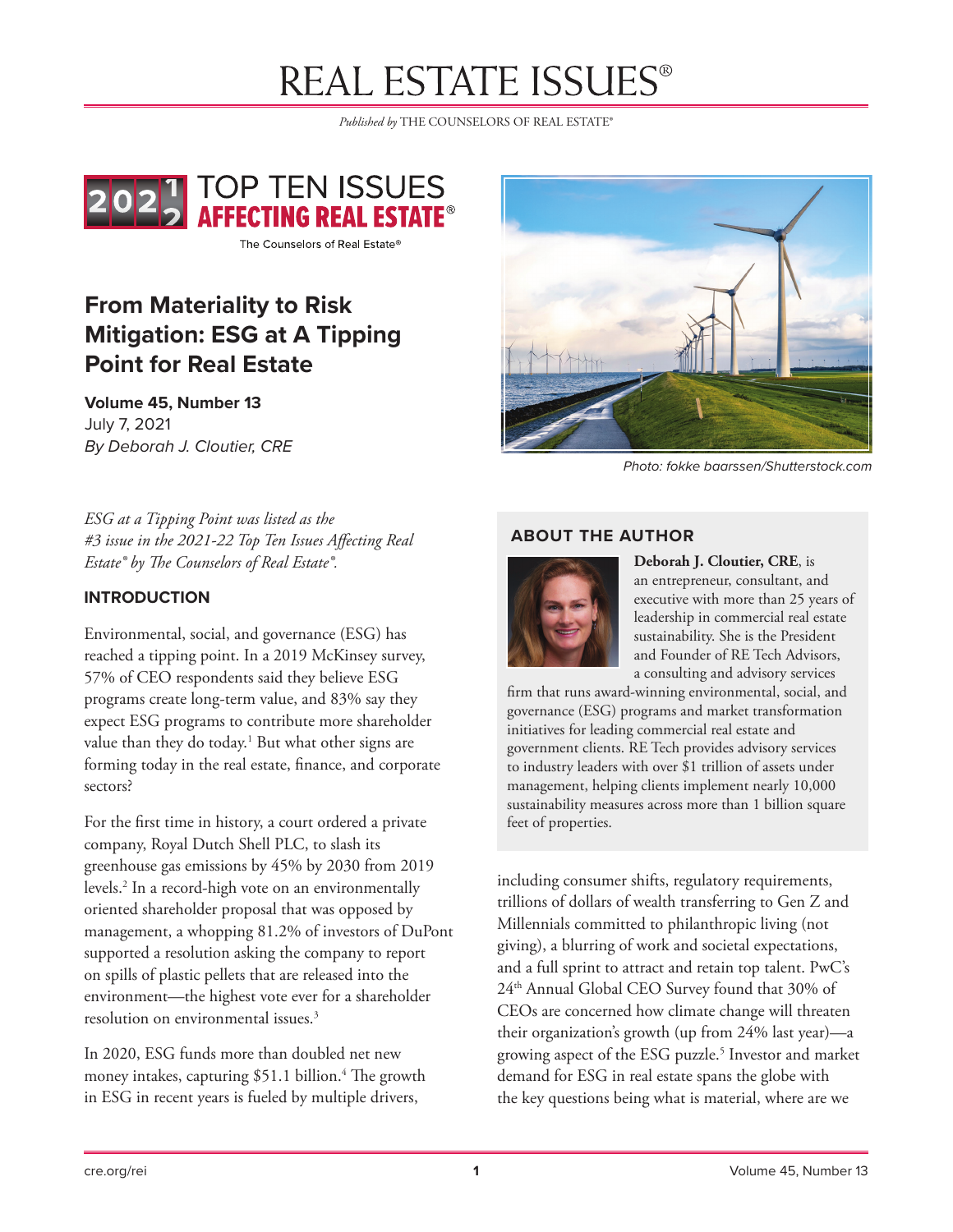# REAL ESTATE ISSUES®

*Published by* THE COUNSELORS OF REAL ESTATE®

2021/2 TOP TEN ISSUES AFFECTING REAL ESTATE®

The Counselors of Real Estate®

## From Materiality to Risk Mitigation: ESG at A Tipping Point for Real Estate

**Volume 45, Number 13**
July 7, 2021
*By Deborah J. Cloutier, CRE*

Photo: fokke baarssen/Shutterstock.com

*ESG at a Tipping Point was listed as the #3 issue in the 2021-22 Top Ten Issues Affecting Real Estate® by The Counselors of Real Estate®.*

### ABOUT THE AUTHOR

**Deborah J. Cloutier, CRE**, is an entrepreneur, consultant, and executive with more than 25 years of leadership in commercial real estate sustainability. She is the President and Founder of RE Tech Advisors, a consulting and advisory services firm that runs award-winning environmental, social, and governance (ESG) programs and market transformation initiatives for leading commercial real estate and government clients. RE Tech provides advisory services to industry leaders with over $1 trillion of assets under management, helping clients implement nearly 10,000 sustainability measures across more than 1 billion square feet of properties.

### INTRODUCTION

Environmental, social, and governance (ESG) has reached a tipping point. In a 2019 McKinsey survey, 57% of CEO respondents said they believe ESG programs create long-term value, and 83% say they expect ESG programs to contribute more shareholder value than they do today.[1] But what other signs are forming today in the real estate, finance, and corporate sectors?

For the first time in history, a court ordered a private company, Royal Dutch Shell PLC, to slash its greenhouse gas emissions by 45% by 2030 from 2019 levels.[2] In a record-high vote on an environmentally oriented shareholder proposal that was opposed by management, a whopping 81.2% of investors of DuPont supported a resolution asking the company to report on spills of plastic pellets that are released into the environment—the highest vote ever for a shareholder resolution on environmental issues.[3]

In 2020, ESG funds more than doubled net new money intakes, capturing $51.1 billion.[4] The growth in ESG in recent years is fueled by multiple drivers, including consumer shifts, regulatory requirements, trillions of dollars of wealth transferring to Gen Z and Millennials committed to philanthropic living (not giving), a blurring of work and societal expectations, and a full sprint to attract and retain top talent. PwC's 24th Annual Global CEO Survey found that 30% of CEOs are concerned how climate change will threaten their organization's growth (up from 24% last year)—a growing aspect of the ESG puzzle.[5] Investor and market demand for ESG in real estate spans the globe with the key questions being what is material, where are we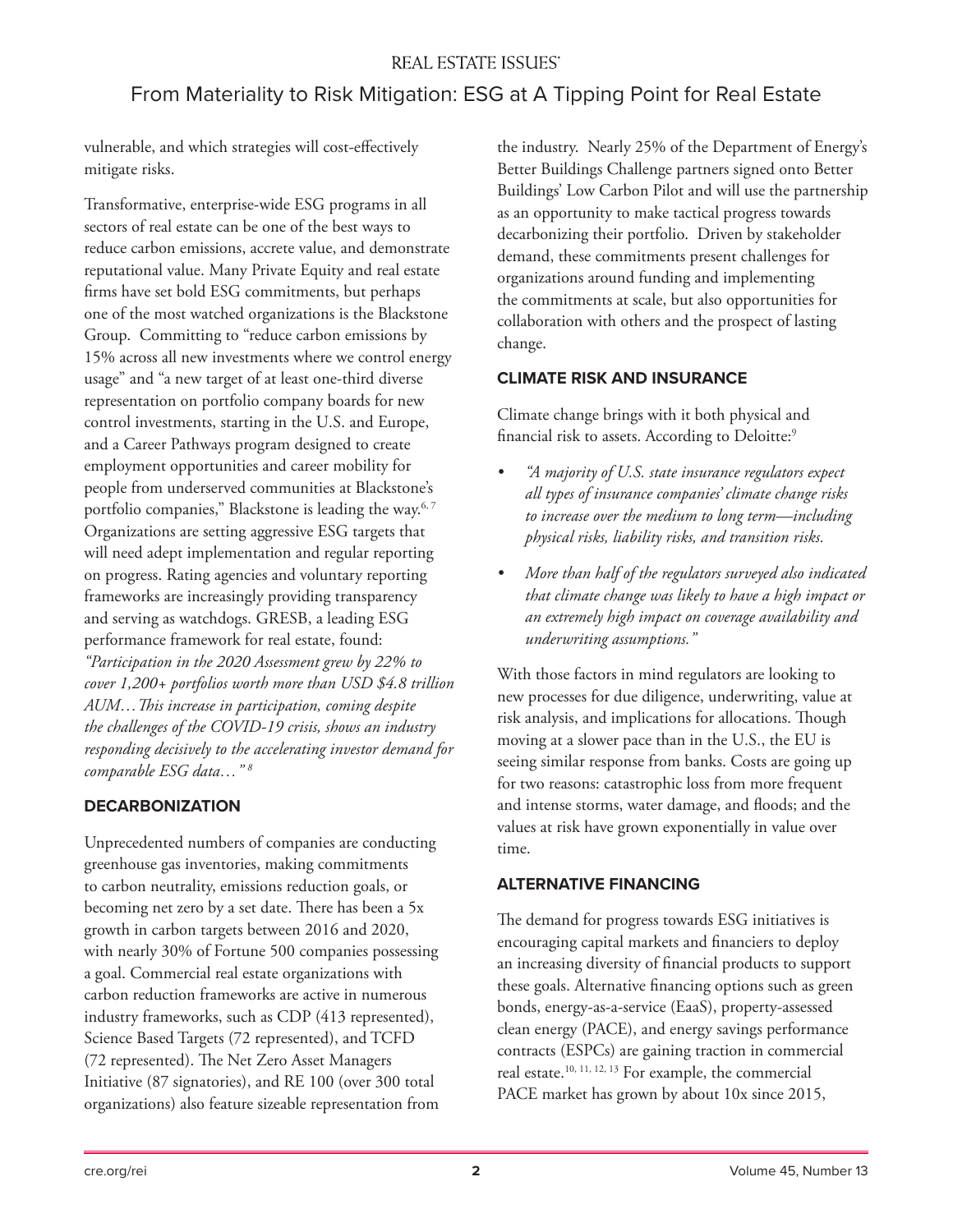vulnerable, and which strategies will cost-effectively mitigate risks.

Transformative, enterprise-wide ESG programs in all sectors of real estate can be one of the best ways to reduce carbon emissions, accrete value, and demonstrate reputational value. Many Private Equity and real estate firms have set bold ESG commitments, but perhaps one of the most watched organizations is the Blackstone Group. Committing to "reduce carbon emissions by 15% across all new investments where we control energy usage" and "a new target of at least one-third diverse representation on portfolio company boards for new control investments, starting in the U.S. and Europe, and a Career Pathways program designed to create employment opportunities and career mobility for people from underserved communities at Blackstone's portfolio companies," Blackstone is leading the way.[6, 7] Organizations are setting aggressive ESG targets that will need adept implementation and regular reporting on progress. Rating agencies and voluntary reporting frameworks are increasingly providing transparency and serving as watchdogs. GRESB, a leading ESG performance framework for real estate, found: *"Participation in the 2020 Assessment grew by 22% to cover 1,200+ portfolios worth more than USD $4.8 trillion AUM…This increase in participation, coming despite the challenges of the COVID-19 crisis, shows an industry responding decisively to the accelerating investor demand for comparable ESG data…"* [8]

## DECARBONIZATION

Unprecedented numbers of companies are conducting greenhouse gas inventories, making commitments to carbon neutrality, emissions reduction goals, or becoming net zero by a set date. There has been a 5x growth in carbon targets between 2016 and 2020, with nearly 30% of Fortune 500 companies possessing a goal. Commercial real estate organizations with carbon reduction frameworks are active in numerous industry frameworks, such as CDP (413 represented), Science Based Targets (72 represented), and TCFD (72 represented). The Net Zero Asset Managers Initiative (87 signatories), and RE 100 (over 300 total organizations) also feature sizeable representation from the industry. Nearly 25% of the Department of Energy's Better Buildings Challenge partners signed onto Better Buildings' Low Carbon Pilot and will use the partnership as an opportunity to make tactical progress towards decarbonizing their portfolio. Driven by stakeholder demand, these commitments present challenges for organizations around funding and implementing the commitments at scale, but also opportunities for collaboration with others and the prospect of lasting change.

## CLIMATE RISK AND INSURANCE

Climate change brings with it both physical and financial risk to assets. According to Deloitte:[9]

- *"A majority of U.S. state insurance regulators expect all types of insurance companies' climate change risks to increase over the medium to long term—including physical risks, liability risks, and transition risks.*
- *More than half of the regulators surveyed also indicated that climate change was likely to have a high impact or an extremely high impact on coverage availability and underwriting assumptions."*

With those factors in mind regulators are looking to new processes for due diligence, underwriting, value at risk analysis, and implications for allocations. Though moving at a slower pace than in the U.S., the EU is seeing similar response from banks. Costs are going up for two reasons: catastrophic loss from more frequent and intense storms, water damage, and floods; and the values at risk have grown exponentially in value over time.

## ALTERNATIVE FINANCING

The demand for progress towards ESG initiatives is encouraging capital markets and financiers to deploy an increasing diversity of financial products to support these goals. Alternative financing options such as green bonds, energy-as-a-service (EaaS), property-assessed clean energy (PACE), and energy savings performance contracts (ESPCs) are gaining traction in commercial real estate.[10, 11, 12, 13] For example, the commercial PACE market has grown by about 10x since 2015,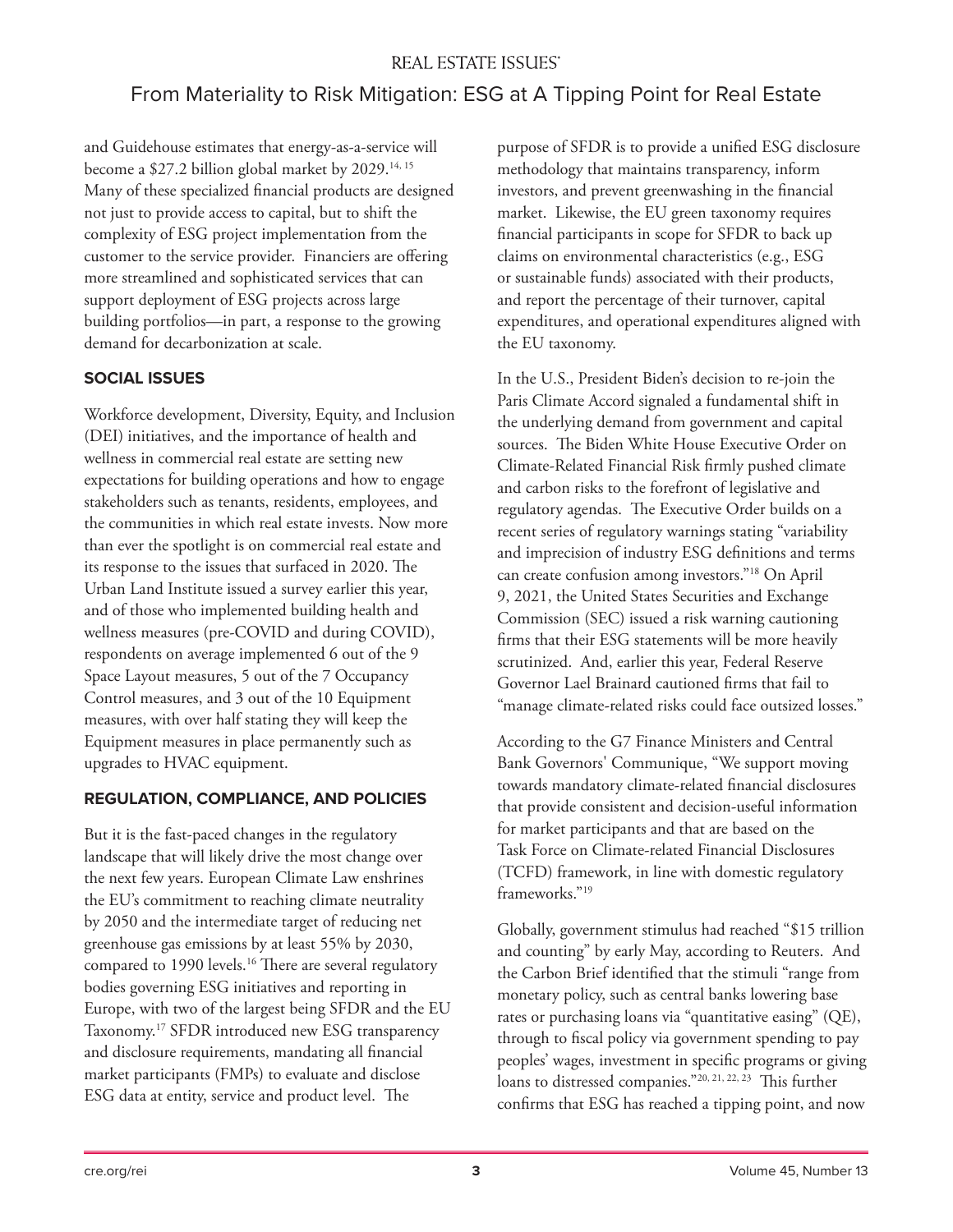and Guidehouse estimates that energy-as-a-service will become a $27.2 billion global market by 2029.[14, 15] Many of these specialized financial products are designed not just to provide access to capital, but to shift the complexity of ESG project implementation from the customer to the service provider. Financiers are offering more streamlined and sophisticated services that can support deployment of ESG projects across large building portfolios—in part, a response to the growing demand for decarbonization at scale.

## SOCIAL ISSUES

Workforce development, Diversity, Equity, and Inclusion (DEI) initiatives, and the importance of health and wellness in commercial real estate are setting new expectations for building operations and how to engage stakeholders such as tenants, residents, employees, and the communities in which real estate invests. Now more than ever the spotlight is on commercial real estate and its response to the issues that surfaced in 2020. The Urban Land Institute issued a survey earlier this year, and of those who implemented building health and wellness measures (pre-COVID and during COVID), respondents on average implemented 6 out of the 9 Space Layout measures, 5 out of the 7 Occupancy Control measures, and 3 out of the 10 Equipment measures, with over half stating they will keep the Equipment measures in place permanently such as upgrades to HVAC equipment.

## REGULATION, COMPLIANCE, AND POLICIES

But it is the fast-paced changes in the regulatory landscape that will likely drive the most change over the next few years. European Climate Law enshrines the EU's commitment to reaching climate neutrality by 2050 and the intermediate target of reducing net greenhouse gas emissions by at least 55% by 2030, compared to 1990 levels.[16] There are several regulatory bodies governing ESG initiatives and reporting in Europe, with two of the largest being SFDR and the EU Taxonomy.[17] SFDR introduced new ESG transparency and disclosure requirements, mandating all financial market participants (FMPs) to evaluate and disclose ESG data at entity, service and product level. The purpose of SFDR is to provide a unified ESG disclosure methodology that maintains transparency, inform investors, and prevent greenwashing in the financial market. Likewise, the EU green taxonomy requires financial participants in scope for SFDR to back up claims on environmental characteristics (e.g., ESG or sustainable funds) associated with their products, and report the percentage of their turnover, capital expenditures, and operational expenditures aligned with the EU taxonomy.

In the U.S., President Biden's decision to re-join the Paris Climate Accord signaled a fundamental shift in the underlying demand from government and capital sources. The Biden White House Executive Order on Climate-Related Financial Risk firmly pushed climate and carbon risks to the forefront of legislative and regulatory agendas. The Executive Order builds on a recent series of regulatory warnings stating "variability and imprecision of industry ESG definitions and terms can create confusion among investors."[18] On April 9, 2021, the United States Securities and Exchange Commission (SEC) issued a risk warning cautioning firms that their ESG statements will be more heavily scrutinized. And, earlier this year, Federal Reserve Governor Lael Brainard cautioned firms that fail to "manage climate-related risks could face outsized losses."

According to the G7 Finance Ministers and Central Bank Governors' Communique, "We support moving towards mandatory climate-related financial disclosures that provide consistent and decision-useful information for market participants and that are based on the Task Force on Climate-related Financial Disclosures (TCFD) framework, in line with domestic regulatory frameworks."[19]

Globally, government stimulus had reached "$15 trillion and counting" by early May, according to Reuters. And the Carbon Brief identified that the stimuli "range from monetary policy, such as central banks lowering base rates or purchasing loans via "quantitative easing" (QE), through to fiscal policy via government spending to pay peoples' wages, investment in specific programs or giving loans to distressed companies."[20, 21, 22, 23] This further confirms that ESG has reached a tipping point, and now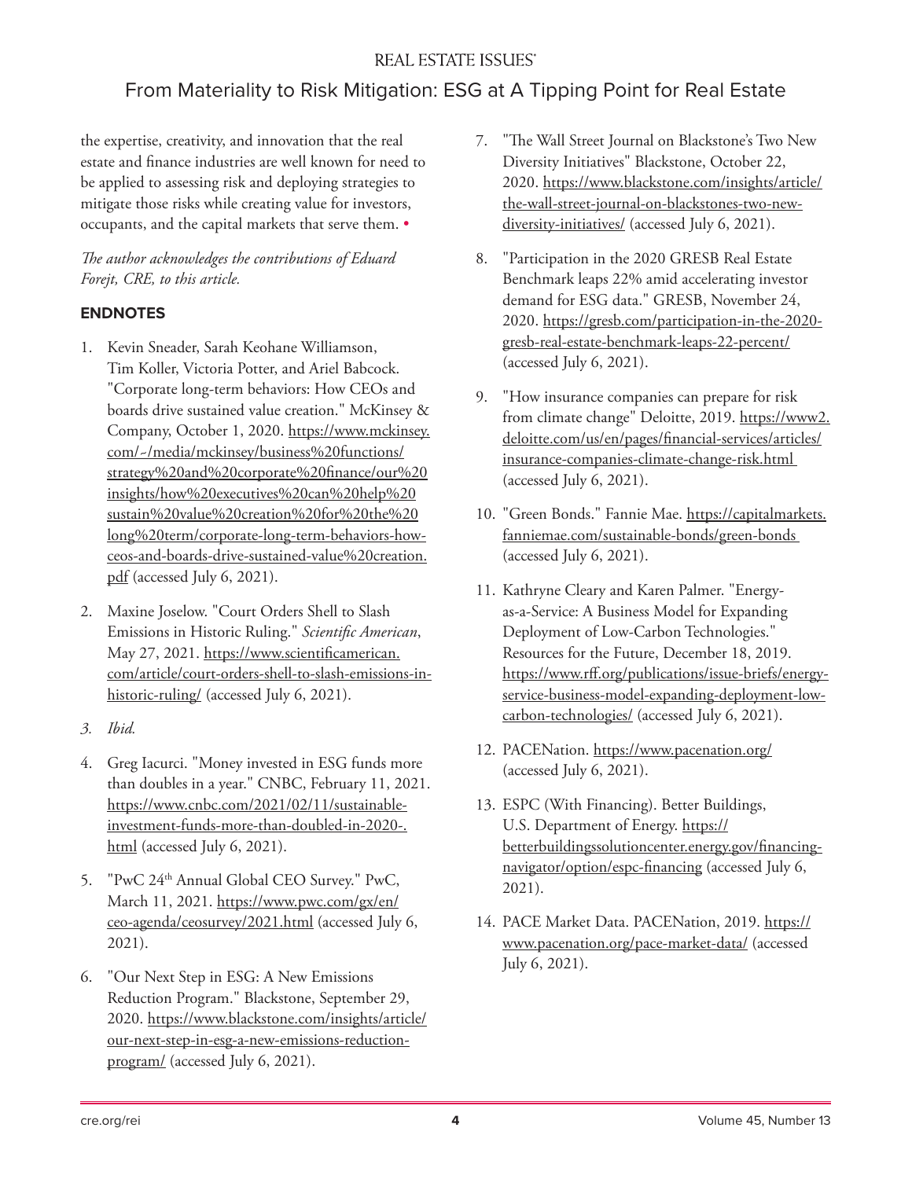the expertise, creativity, and innovation that the real estate and finance industries are well known for need to be applied to assessing risk and deploying strategies to mitigate those risks while creating value for investors, occupants, and the capital markets that serve them. •

*The author acknowledges the contributions of Eduard Forejt, CRE, to this article.*

## ENDNOTES

1. Kevin Sneader, Sarah Keohane Williamson, Tim Koller, Victoria Potter, and Ariel Babcock. "Corporate long-term behaviors: How CEOs and boards drive sustained value creation." McKinsey & Company, October 1, 2020. https://www.mckinsey.com/~/media/mckinsey/business%20functions/strategy%20and%20corporate%20finance/our%20insights/how%20executives%20can%20help%20sustain%20value%20creation%20for%20the%20long%20term/corporate-long-term-behaviors-how-ceos-and-boards-drive-sustained-value%20creation.pdf (accessed July 6, 2021).
2. Maxine Joselow. "Court Orders Shell to Slash Emissions in Historic Ruling." *Scientific American*, May 27, 2021. https://www.scientificamerican.com/article/court-orders-shell-to-slash-emissions-in-historic-ruling/ (accessed July 6, 2021).
3. *Ibid.*
4. Greg Iacurci. "Money invested in ESG funds more than doubles in a year." CNBC, February 11, 2021. https://www.cnbc.com/2021/02/11/sustainable-investment-funds-more-than-doubled-in-2020-.html (accessed July 6, 2021).
5. "PwC 24th Annual Global CEO Survey." PwC, March 11, 2021. https://www.pwc.com/gx/en/ceo-agenda/ceosurvey/2021.html (accessed July 6, 2021).
6. "Our Next Step in ESG: A New Emissions Reduction Program." Blackstone, September 29, 2020. https://www.blackstone.com/insights/article/our-next-step-in-esg-a-new-emissions-reduction-program/ (accessed July 6, 2021).
7. "The Wall Street Journal on Blackstone's Two New Diversity Initiatives" Blackstone, October 22, 2020. https://www.blackstone.com/insights/article/the-wall-street-journal-on-blackstones-two-new-diversity-initiatives/ (accessed July 6, 2021).
8. "Participation in the 2020 GRESB Real Estate Benchmark leaps 22% amid accelerating investor demand for ESG data." GRESB, November 24, 2020. https://gresb.com/participation-in-the-2020-gresb-real-estate-benchmark-leaps-22-percent/ (accessed July 6, 2021).
9. "How insurance companies can prepare for risk from climate change" Deloitte, 2019. https://www2.deloitte.com/us/en/pages/financial-services/articles/insurance-companies-climate-change-risk.html (accessed July 6, 2021).
10. "Green Bonds." Fannie Mae. https://capitalmarkets.fanniemae.com/sustainable-bonds/green-bonds (accessed July 6, 2021).
11. Kathryne Cleary and Karen Palmer. "Energy-as-a-Service: A Business Model for Expanding Deployment of Low-Carbon Technologies." Resources for the Future, December 18, 2019. https://www.rff.org/publications/issue-briefs/energy-service-business-model-expanding-deployment-low-carbon-technologies/ (accessed July 6, 2021).
12. PACENation. https://www.pacenation.org/ (accessed July 6, 2021).
13. ESPC (With Financing). Better Buildings, U.S. Department of Energy. https://betterbuildingssolutioncenter.energy.gov/financing-navigator/option/espc-financing (accessed July 6, 2021).
14. PACE Market Data. PACENation, 2019. https://www.pacenation.org/pace-market-data/ (accessed July 6, 2021).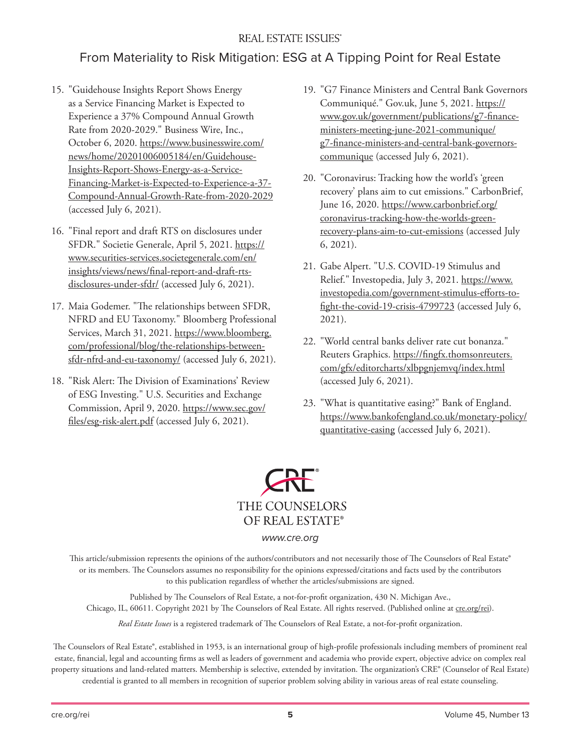15. "Guidehouse Insights Report Shows Energy as a Service Financing Market is Expected to Experience a 37% Compound Annual Growth Rate from 2020-2029." Business Wire, Inc., October 6, 2020. https://www.businesswire.com/news/home/20201006005184/en/Guidehouse-Insights-Report-Shows-Energy-as-a-Service-Financing-Market-is-Expected-to-Experience-a-37-Compound-Annual-Growth-Rate-from-2020-2029 (accessed July 6, 2021).

16. "Final report and draft RTS on disclosures under SFDR." Societie Generale, April 5, 2021. https://www.securities-services.societegenerale.com/en/insights/views/news/final-report-and-draft-rts-disclosures-under-sfdr/ (accessed July 6, 2021).

17. Maia Godemer. "The relationships between SFDR, NFRD and EU Taxonomy." Bloomberg Professional Services, March 31, 2021. https://www.bloomberg.com/professional/blog/the-relationships-between-sfdr-nfrd-and-eu-taxonomy/ (accessed July 6, 2021).

18. "Risk Alert: The Division of Examinations' Review of ESG Investing." U.S. Securities and Exchange Commission, April 9, 2020. https://www.sec.gov/files/esg-risk-alert.pdf (accessed July 6, 2021).

19. "G7 Finance Ministers and Central Bank Governors Communiqué." Gov.uk, June 5, 2021. https://www.gov.uk/government/publications/g7-finance-ministers-meeting-june-2021-communique/g7-finance-ministers-and-central-bank-governors-communique (accessed July 6, 2021).

20. "Coronavirus: Tracking how the world's 'green recovery' plans aim to cut emissions." CarbonBrief, June 16, 2020. https://www.carbonbrief.org/coronavirus-tracking-how-the-worlds-green-recovery-plans-aim-to-cut-emissions (accessed July 6, 2021).

21. Gabe Alpert. "U.S. COVID-19 Stimulus and Relief." Investopedia, July 3, 2021. https://www.investopedia.com/government-stimulus-efforts-to-fight-the-covid-19-crisis-4799723 (accessed July 6, 2021).

22. "World central banks deliver rate cut bonanza." Reuters Graphics. https://fingfx.thomsonreuters.com/gfx/editorcharts/xlbpgnjemvq/index.html (accessed July 6, 2021).

23. "What is quantitative easing?" Bank of England. https://www.bankofengland.co.uk/monetary-policy/quantitative-easing (accessed July 6, 2021).

CRE®
THE COUNSELORS OF REAL ESTATE®

www.cre.org

This article/submission represents the opinions of the authors/contributors and not necessarily those of The Counselors of Real Estate® or its members. The Counselors assumes no responsibility for the opinions expressed/citations and facts used by the contributors to this publication regardless of whether the articles/submissions are signed.

Published by The Counselors of Real Estate, a not-for-profit organization, 430 N. Michigan Ave., Chicago, IL, 60611. Copyright 2021 by The Counselors of Real Estate. All rights reserved. (Published online at cre.org/rei).

*Real Estate Issues* is a registered trademark of The Counselors of Real Estate, a not-for-profit organization.

The Counselors of Real Estate®, established in 1953, is an international group of high-profile professionals including members of prominent real estate, financial, legal and accounting firms as well as leaders of government and academia who provide expert, objective advice on complex real property situations and land-related matters. Membership is selective, extended by invitation. The organization's CRE® (Counselor of Real Estate) credential is granted to all members in recognition of superior problem solving ability in various areas of real estate counseling.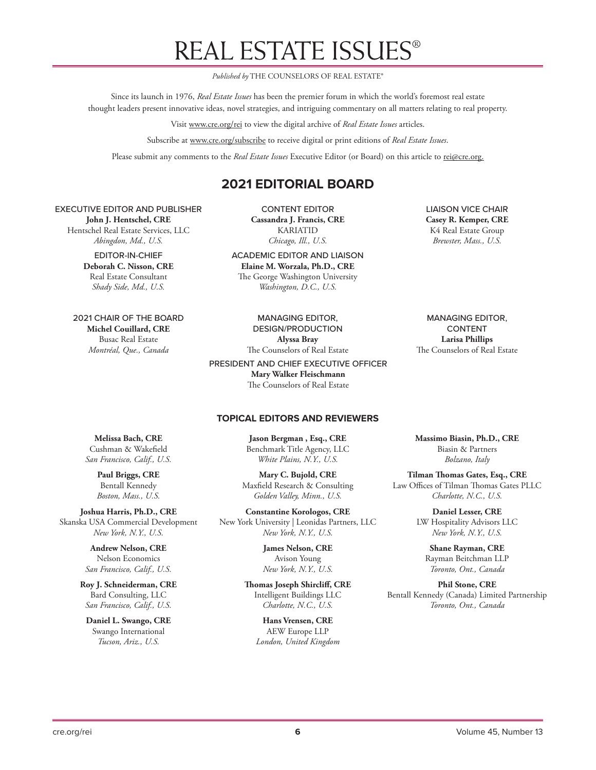# REAL ESTATE ISSUES®

*Published by* THE COUNSELORS OF REAL ESTATE®

Since its launch in 1976, *Real Estate Issues* has been the premier forum in which the world's foremost real estate thought leaders present innovative ideas, novel strategies, and intriguing commentary on all matters relating to real property.

Visit www.cre.org/rei to view the digital archive of *Real Estate Issues* articles.

Subscribe at www.cre.org/subscribe to receive digital or print editions of *Real Estate Issues*.

Please submit any comments to the *Real Estate Issues* Executive Editor (or Board) on this article to rei@cre.org.

## 2021 EDITORIAL BOARD

EXECUTIVE EDITOR AND PUBLISHER
**John J. Hentschel, CRE**
Hentschel Real Estate Services, LLC
*Abingdon, Md., U.S.*

EDITOR-IN-CHIEF
**Deborah C. Nisson, CRE**
Real Estate Consultant
*Shady Side, Md., U.S.*

2021 CHAIR OF THE BOARD
**Michel Couillard, CRE**
Busac Real Estate
*Montréal, Que., Canada*

CONTENT EDITOR
**Cassandra J. Francis, CRE**
KARIATID
*Chicago, Ill., U.S.*

ACADEMIC EDITOR AND LIAISON
**Elaine M. Worzala, Ph.D., CRE**
The George Washington University
*Washington, D.C., U.S.*

MANAGING EDITOR, DESIGN/PRODUCTION
**Alyssa Bray**
The Counselors of Real Estate

PRESIDENT AND CHIEF EXECUTIVE OFFICER
**Mary Walker Fleischmann**
The Counselors of Real Estate

LIAISON VICE CHAIR
**Casey R. Kemper, CRE**
K4 Real Estate Group
*Brewster, Mass., U.S.*

MANAGING EDITOR, CONTENT
**Larisa Phillips**
The Counselors of Real Estate

### TOPICAL EDITORS AND REVIEWERS

**Melissa Bach, CRE**
Cushman & Wakefield
*San Francisco, Calif., U.S.*

**Paul Briggs, CRE**
Bentall Kennedy
*Boston, Mass., U.S.*

**Joshua Harris, Ph.D., CRE**
Skanska USA Commercial Development
*New York, N.Y., U.S.*

**Andrew Nelson, CRE**
Nelson Economics
*San Francisco, Calif., U.S.*

**Roy J. Schneiderman, CRE**
Bard Consulting, LLC
*San Francisco, Calif., U.S.*

**Daniel L. Swango, CRE**
Swango International
*Tucson, Ariz., U.S.*

**Jason Bergman , Esq., CRE**
Benchmark Title Agency, LLC
*White Plains, N.Y., U.S.*

**Mary C. Bujold, CRE**
Maxfield Research & Consulting
*Golden Valley, Minn., U.S.*

**Constantine Korologos, CRE**
New York University | Leonidas Partners, LLC
*New York, N.Y., U.S.*

**James Nelson, CRE**
Avison Young
*New York, N.Y., U.S.*

**Thomas Joseph Shircliff, CRE**
Intelligent Buildings LLC
*Charlotte, N.C., U.S.*

**Hans Vrensen, CRE**
AEW Europe LLP
*London, United Kingdom*

**Massimo Biasin, Ph.D., CRE**
Biasin & Partners
*Bolzano, Italy*

**Tilman Thomas Gates, Esq., CRE**
Law Offices of Tilman Thomas Gates PLLC
*Charlotte, N.C., U.S.*

**Daniel Lesser, CRE**
LW Hospitality Advisors LLC
*New York, N.Y., U.S.*

**Shane Rayman, CRE**
Rayman Beitchman LLP
*Toronto, Ont., Canada*

**Phil Stone, CRE**
Bentall Kennedy (Canada) Limited Partnership
*Toronto, Ont., Canada*